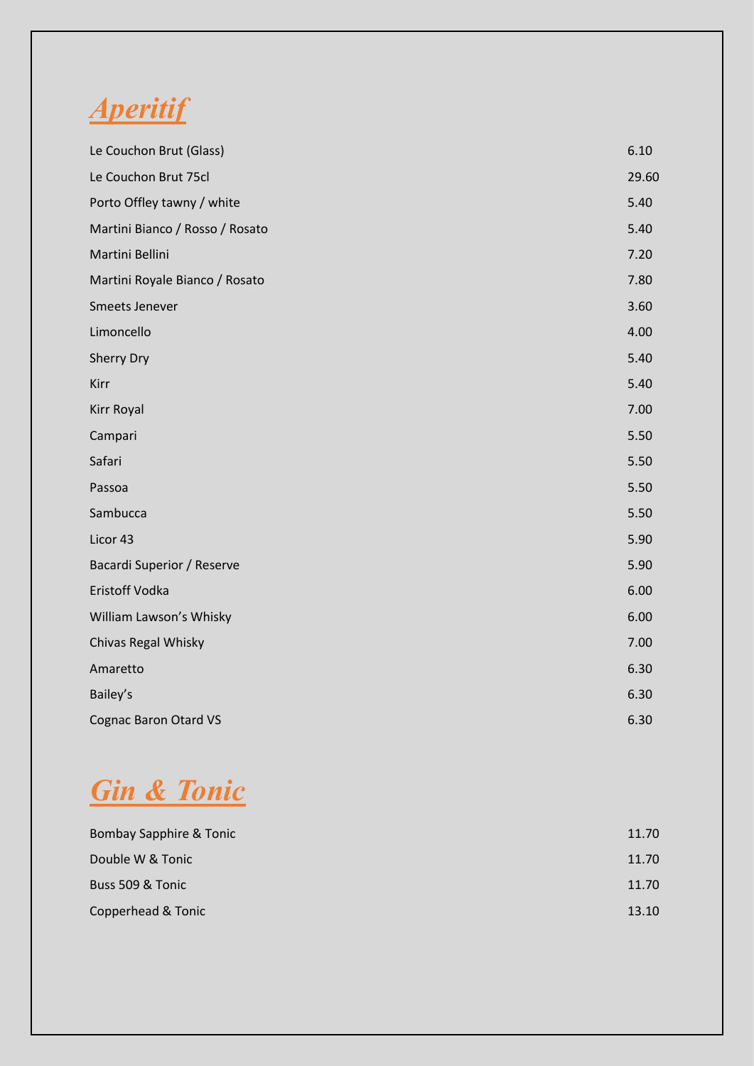# *Aperitif*

| | |
|---|---|
| Le Couchon Brut (Glass) | 6.10 |
| Le Couchon Brut 75cl | 29.60 |
| Porto Offley tawny / white | 5.40 |
| Martini Bianco / Rosso / Rosato | 5.40 |
| Martini Bellini | 7.20 |
| Martini Royale Bianco / Rosato | 7.80 |
| Smeets Jenever | 3.60 |
| Limoncello | 4.00 |
| Sherry Dry | 5.40 |
| Kirr | 5.40 |
| Kirr Royal | 7.00 |
| Campari | 5.50 |
| Safari | 5.50 |
| Passoa | 5.50 |
| Sambucca | 5.50 |
| Licor 43 | 5.90 |
| Bacardi Superior / Reserve | 5.90 |
| Eristoff Vodka | 6.00 |
| William Lawson's Whisky | 6.00 |
| Chivas Regal Whisky | 7.00 |
| Amaretto | 6.30 |
| Bailey's | 6.30 |
| Cognac Baron Otard VS | 6.30 |

# *Gin & Tonic*

| | |
|---|---|
| Bombay Sapphire & Tonic | 11.70 |
| Double W & Tonic | 11.70 |
| Buss 509 & Tonic | 11.70 |
| Copperhead & Tonic | 13.10 |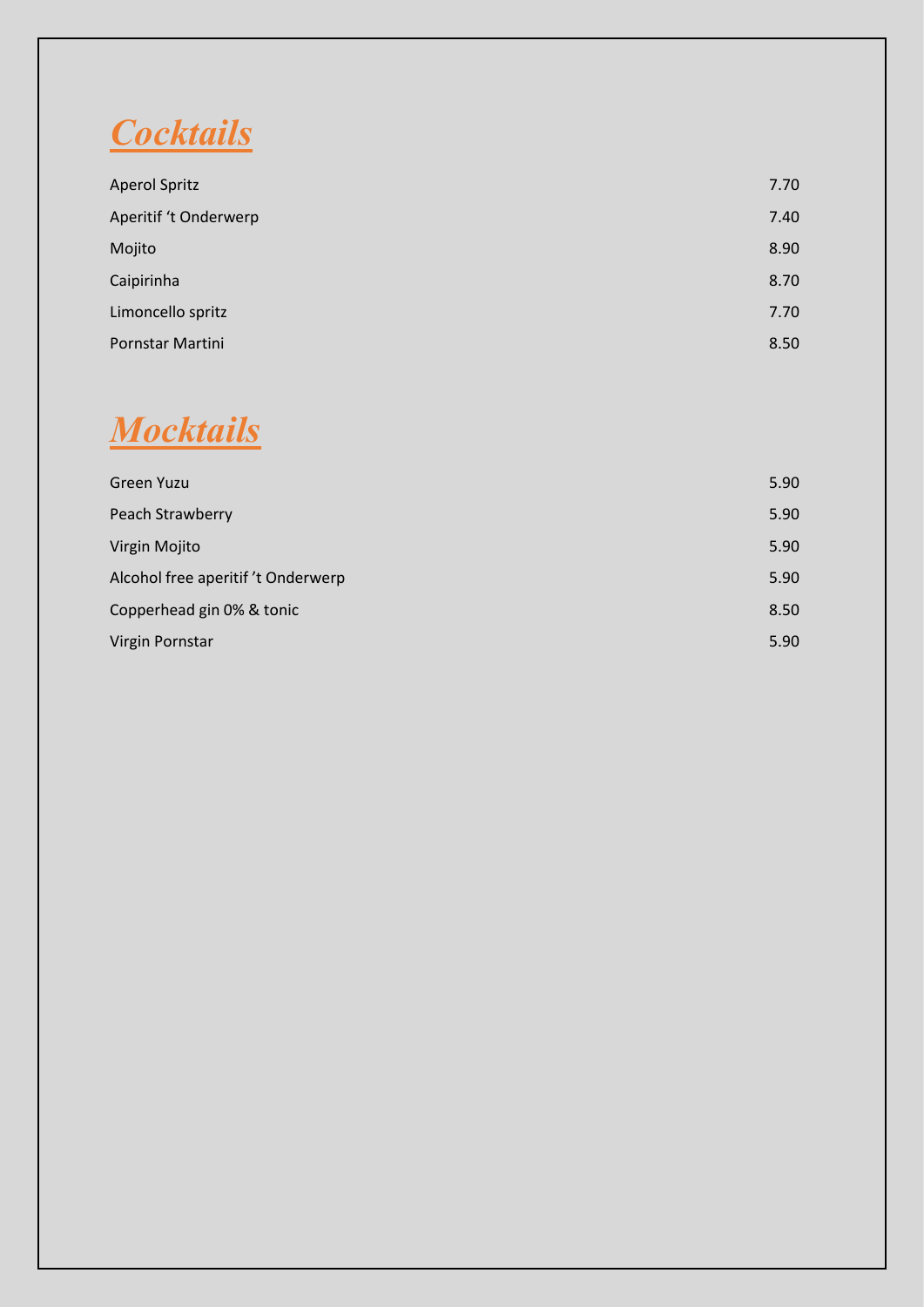# ***Cocktails***

| | |
|---|---|
| Aperol Spritz | 7.70 |
| Aperitif 't Onderwerp | 7.40 |
| Mojito | 8.90 |
| Caipirinha | 8.70 |
| Limoncello spritz | 7.70 |
| Pornstar Martini | 8.50 |

# ***Mocktails***

| | |
|---|---|
| Green Yuzu | 5.90 |
| Peach Strawberry | 5.90 |
| Virgin Mojito | 5.90 |
| Alcohol free aperitif 't Onderwerp | 5.90 |
| Copperhead gin 0% & tonic | 8.50 |
| Virgin Pornstar | 5.90 |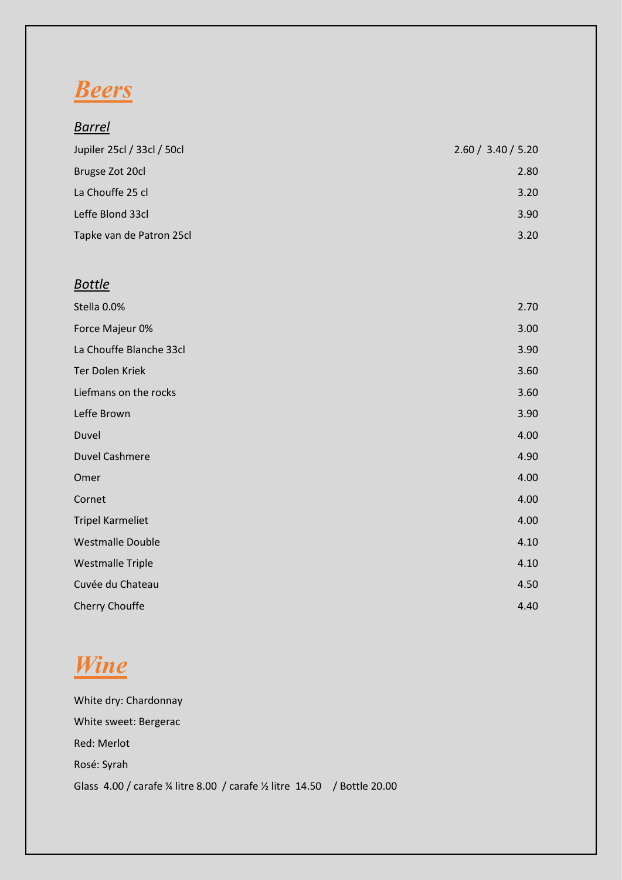# *Beers*

## *Barrel*

| Item | Price |
|---|---|
| Jupiler 25cl / 33cl / 50cl | 2.60 / 3.40 / 5.20 |
| Brugse Zot 20cl | 2.80 |
| La Chouffe 25 cl | 3.20 |
| Leffe Blond 33cl | 3.90 |
| Tapke van de Patron 25cl | 3.20 |

## *Bottle*

| Item | Price |
|---|---|
| Stella 0.0% | 2.70 |
| Force Majeur 0% | 3.00 |
| La Chouffe Blanche 33cl | 3.90 |
| Ter Dolen Kriek | 3.60 |
| Liefmans on the rocks | 3.60 |
| Leffe Brown | 3.90 |
| Duvel | 4.00 |
| Duvel Cashmere | 4.90 |
| Omer | 4.00 |
| Cornet | 4.00 |
| Tripel Karmeliet | 4.00 |
| Westmalle Double | 4.10 |
| Westmalle Triple | 4.10 |
| Cuvée du Chateau | 4.50 |
| Cherry Chouffe | 4.40 |

# *Wine*

White dry: Chardonnay

White sweet: Bergerac

Red: Merlot

Rosé: Syrah

Glass 4.00 / carafe ¼ litre 8.00 / carafe ½ litre 14.50 / Bottle 20.00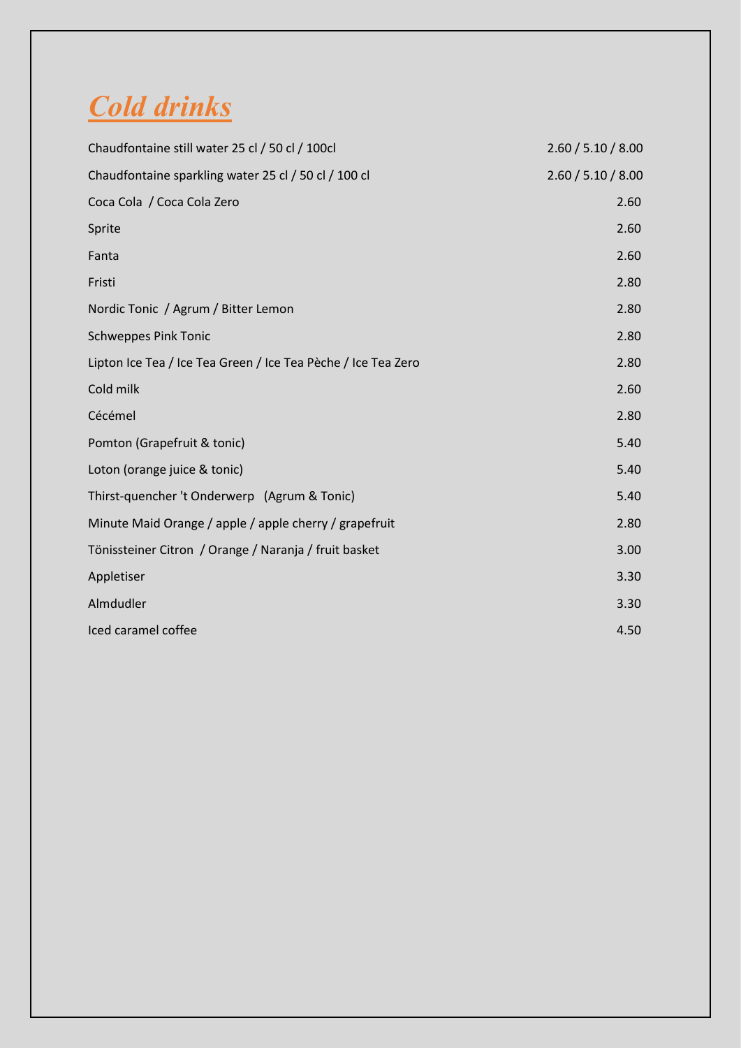# *Cold drinks*

| | |
|---|---|
| Chaudfontaine still water 25 cl / 50 cl / 100cl | 2.60 / 5.10 / 8.00 |
| Chaudfontaine sparkling water 25 cl / 50 cl / 100 cl | 2.60 / 5.10 / 8.00 |
| Coca Cola / Coca Cola Zero | 2.60 |
| Sprite | 2.60 |
| Fanta | 2.60 |
| Fristi | 2.80 |
| Nordic Tonic / Agrum / Bitter Lemon | 2.80 |
| Schweppes Pink Tonic | 2.80 |
| Lipton Ice Tea / Ice Tea Green / Ice Tea Pèche / Ice Tea Zero | 2.80 |
| Cold milk | 2.60 |
| Cécémel | 2.80 |
| Pomton (Grapefruit & tonic) | 5.40 |
| Loton (orange juice & tonic) | 5.40 |
| Thirst-quencher 't Onderwerp (Agrum & Tonic) | 5.40 |
| Minute Maid Orange / apple / apple cherry / grapefruit | 2.80 |
| Tönissteiner Citron / Orange / Naranja / fruit basket | 3.00 |
| Appletiser | 3.30 |
| Almdudler | 3.30 |
| Iced caramel coffee | 4.50 |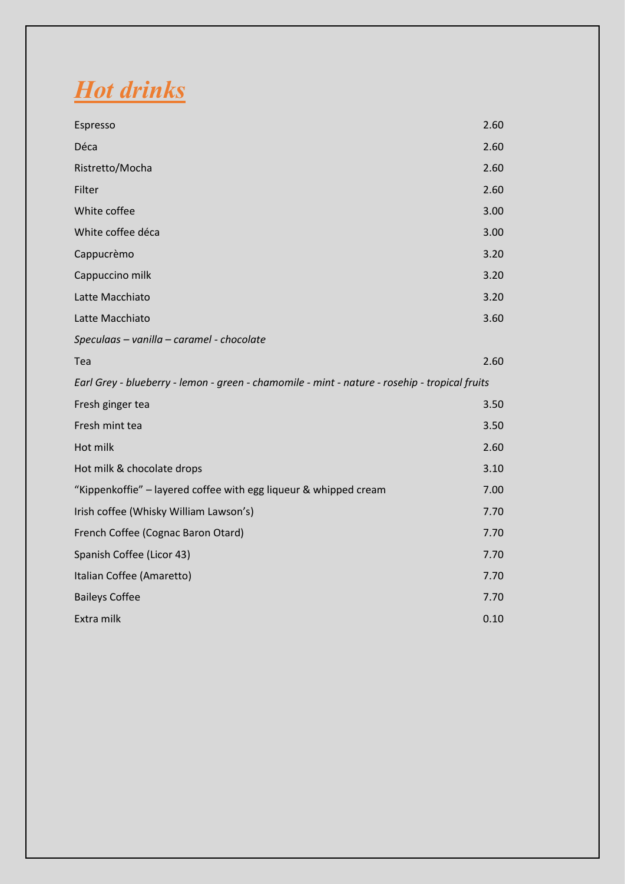# *Hot drinks*

| | |
|---|---|
| Espresso | 2.60 |
| Déca | 2.60 |
| Ristretto/Mocha | 2.60 |
| Filter | 2.60 |
| White coffee | 3.00 |
| White coffee déca | 3.00 |
| Cappucrèmo | 3.20 |
| Cappuccino milk | 3.20 |
| Latte Macchiato | 3.20 |
| Latte Macchiato | 3.60 |
| *Speculaas – vanilla – caramel - chocolate* | |
| Tea | 2.60 |
| *Earl Grey - blueberry - lemon - green - chamomile - mint - nature - rosehip - tropical fruits* | |
| Fresh ginger tea | 3.50 |
| Fresh mint tea | 3.50 |
| Hot milk | 2.60 |
| Hot milk & chocolate drops | 3.10 |
| "Kippenkoffie" – layered coffee with egg liqueur & whipped cream | 7.00 |
| Irish coffee (Whisky William Lawson's) | 7.70 |
| French Coffee (Cognac Baron Otard) | 7.70 |
| Spanish Coffee (Licor 43) | 7.70 |
| Italian Coffee (Amaretto) | 7.70 |
| Baileys Coffee | 7.70 |
| Extra milk | 0.10 |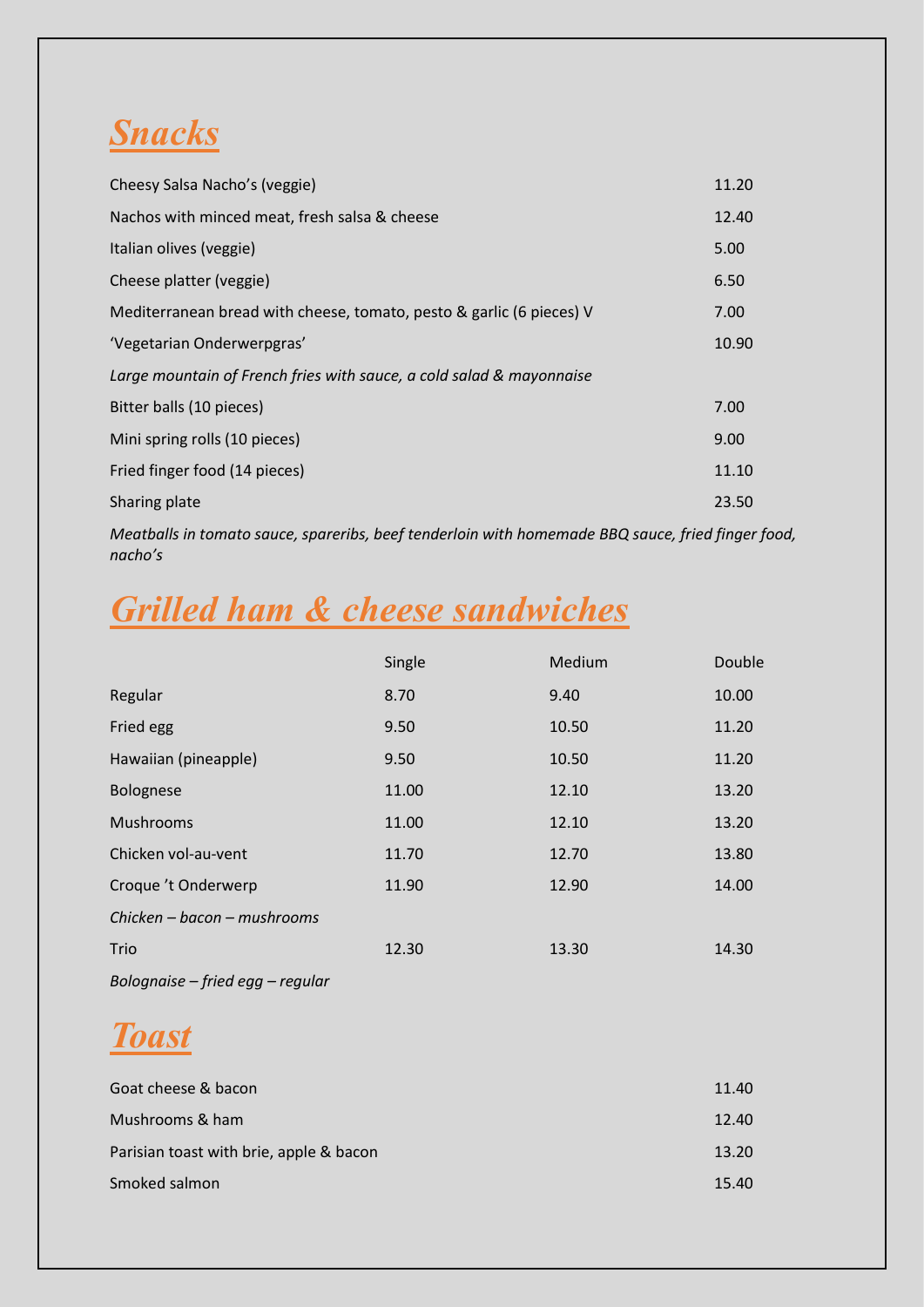## *Snacks*

| | |
|---|---|
| Cheesy Salsa Nacho's (veggie) | 11.20 |
| Nachos with minced meat, fresh salsa & cheese | 12.40 |
| Italian olives (veggie) | 5.00 |
| Cheese platter (veggie) | 6.50 |
| Mediterranean bread with cheese, tomato, pesto & garlic (6 pieces) V | 7.00 |
| 'Vegetarian Onderwerpgras' | 10.90 |
| *Large mountain of French fries with sauce, a cold salad & mayonnaise* | |
| Bitter balls (10 pieces) | 7.00 |
| Mini spring rolls (10 pieces) | 9.00 |
| Fried finger food (14 pieces) | 11.10 |
| Sharing plate | 23.50 |

*Meatballs in tomato sauce, spareribs, beef tenderloin with homemade BBQ sauce, fried finger food, nacho's*

## *Grilled ham & cheese sandwiches*

| | Single | Medium | Double |
|---|---|---|---|
| Regular | 8.70 | 9.40 | 10.00 |
| Fried egg | 9.50 | 10.50 | 11.20 |
| Hawaiian (pineapple) | 9.50 | 10.50 | 11.20 |
| Bolognese | 11.00 | 12.10 | 13.20 |
| Mushrooms | 11.00 | 12.10 | 13.20 |
| Chicken vol-au-vent | 11.70 | 12.70 | 13.80 |
| Croque 't Onderwerp | 11.90 | 12.90 | 14.00 |
| *Chicken – bacon – mushrooms* | | | |
| Trio | 12.30 | 13.30 | 14.30 |
| *Bolognaise – fried egg – regular* | | | |

## *Toast*

| | |
|---|---|
| Goat cheese & bacon | 11.40 |
| Mushrooms & ham | 12.40 |
| Parisian toast with brie, apple & bacon | 13.20 |
| Smoked salmon | 15.40 |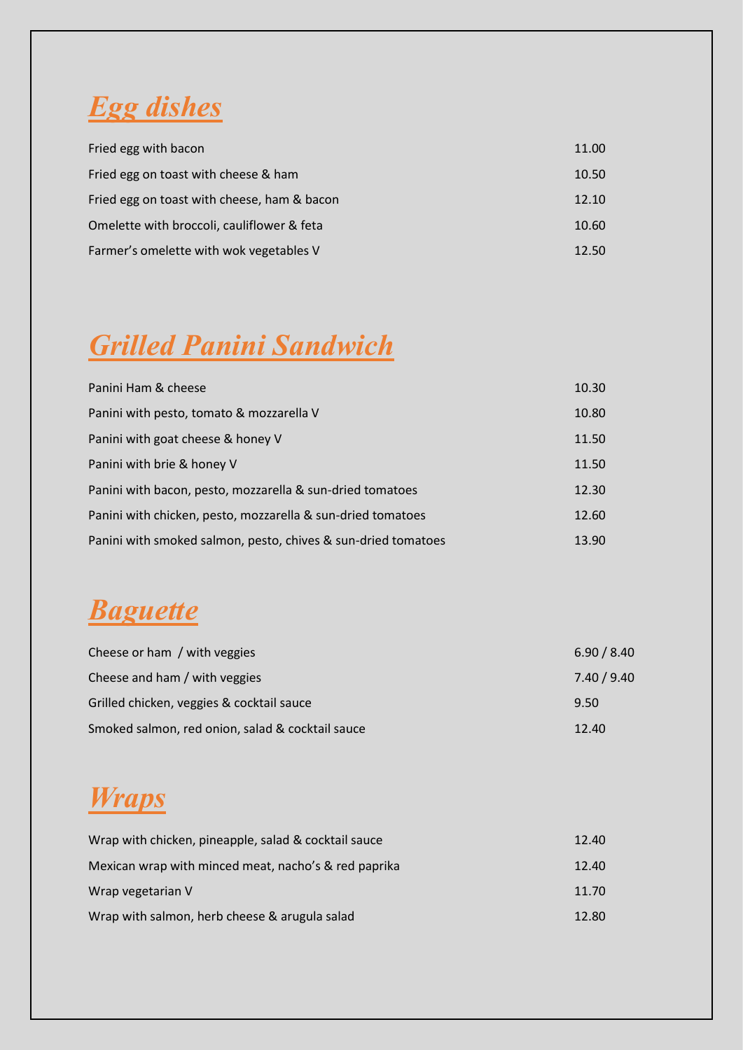## *Egg dishes*

| | |
|---|---|
| Fried egg with bacon | 11.00 |
| Fried egg on toast with cheese & ham | 10.50 |
| Fried egg on toast with cheese, ham & bacon | 12.10 |
| Omelette with broccoli, cauliflower & feta | 10.60 |
| Farmer's omelette with wok vegetables V | 12.50 |

## *Grilled Panini Sandwich*

| | |
|---|---|
| Panini Ham & cheese | 10.30 |
| Panini with pesto, tomato & mozzarella V | 10.80 |
| Panini with goat cheese & honey V | 11.50 |
| Panini with brie & honey V | 11.50 |
| Panini with bacon, pesto, mozzarella & sun-dried tomatoes | 12.30 |
| Panini with chicken, pesto, mozzarella & sun-dried tomatoes | 12.60 |
| Panini with smoked salmon, pesto, chives & sun-dried tomatoes | 13.90 |

## *Baguette*

| | |
|---|---|
| Cheese or ham / with veggies | 6.90 / 8.40 |
| Cheese and ham / with veggies | 7.40 / 9.40 |
| Grilled chicken, veggies & cocktail sauce | 9.50 |
| Smoked salmon, red onion, salad & cocktail sauce | 12.40 |

## *Wraps*

| | |
|---|---|
| Wrap with chicken, pineapple, salad & cocktail sauce | 12.40 |
| Mexican wrap with minced meat, nacho's & red paprika | 12.40 |
| Wrap vegetarian V | 11.70 |
| Wrap with salmon, herb cheese & arugula salad | 12.80 |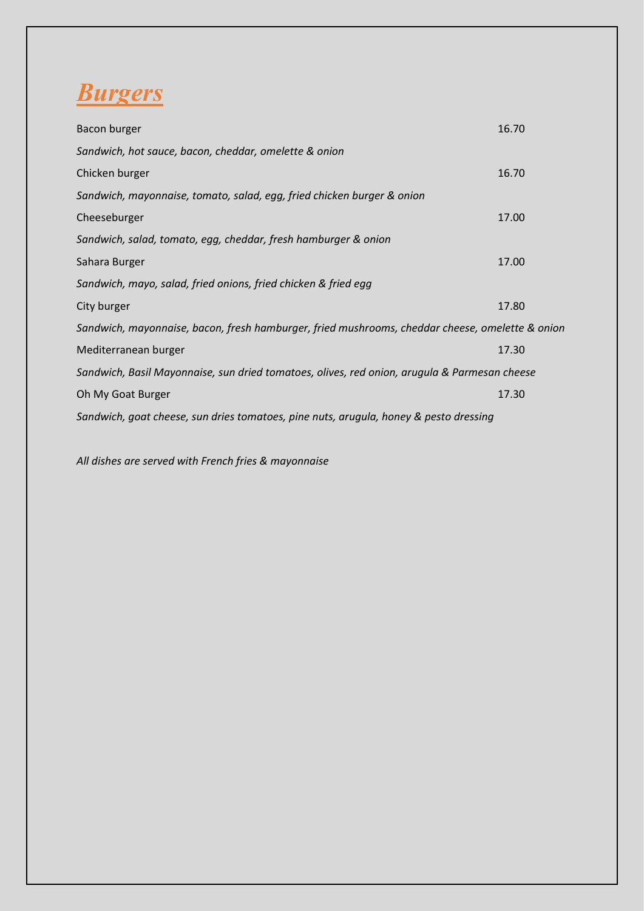# ***Burgers***

Bacon burger 16.70

*Sandwich, hot sauce, bacon, cheddar, omelette & onion*

Chicken burger 16.70

*Sandwich, mayonnaise, tomato, salad, egg, fried chicken burger & onion*

Cheeseburger 17.00

*Sandwich, salad, tomato, egg, cheddar, fresh hamburger & onion*

Sahara Burger 17.00

*Sandwich, mayo, salad, fried onions, fried chicken & fried egg*

City burger 17.80

*Sandwich, mayonnaise, bacon, fresh hamburger, fried mushrooms, cheddar cheese, omelette & onion*

Mediterranean burger 17.30

*Sandwich, Basil Mayonnaise, sun dried tomatoes, olives, red onion, arugula & Parmesan cheese*

Oh My Goat Burger 17.30

*Sandwich, goat cheese, sun dries tomatoes, pine nuts, arugula, honey & pesto dressing*

*All dishes are served with French fries & mayonnaise*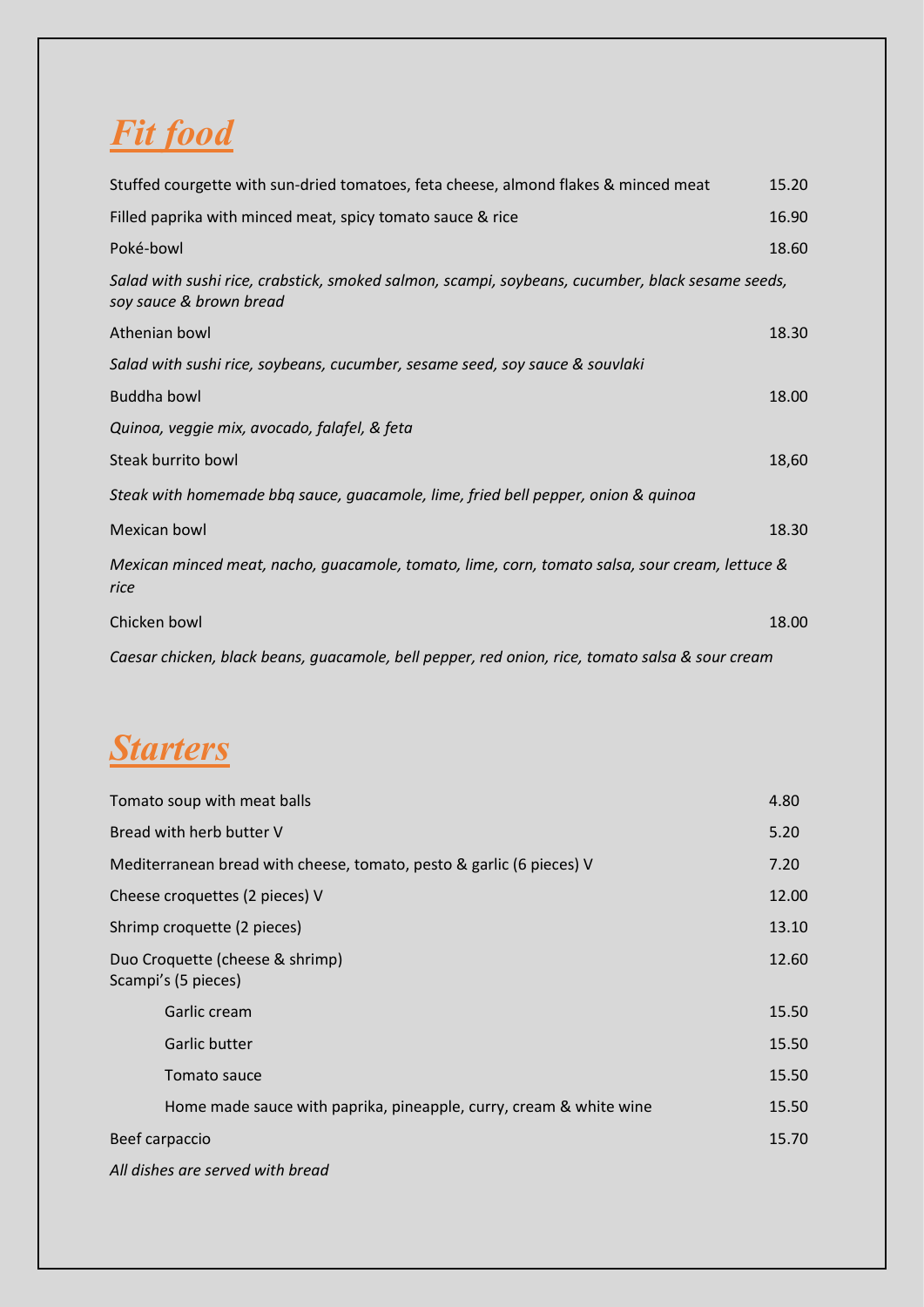# ***Fit food***

| | |
|---|---|
| Stuffed courgette with sun-dried tomatoes, feta cheese, almond flakes & minced meat | 15.20 |
| Filled paprika with minced meat, spicy tomato sauce & rice | 16.90 |
| Poké-bowl | 18.60 |
| *Salad with sushi rice, crabstick, smoked salmon, scampi, soybeans, cucumber, black sesame seeds, soy sauce & brown bread* | |
| Athenian bowl | 18.30 |
| *Salad with sushi rice, soybeans, cucumber, sesame seed, soy sauce & souvlaki* | |
| Buddha bowl | 18.00 |
| *Quinoa, veggie mix, avocado, falafel, & feta* | |
| Steak burrito bowl | 18,60 |
| *Steak with homemade bbq sauce, guacamole, lime, fried bell pepper, onion & quinoa* | |
| Mexican bowl | 18.30 |
| *Mexican minced meat, nacho, guacamole, tomato, lime, corn, tomato salsa, sour cream, lettuce & rice* | |
| Chicken bowl | 18.00 |
| *Caesar chicken, black beans, guacamole, bell pepper, red onion, rice, tomato salsa & sour cream* | |

# ***Starters***

| | |
|---|---|
| Tomato soup with meat balls | 4.80 |
| Bread with herb butter V | 5.20 |
| Mediterranean bread with cheese, tomato, pesto & garlic (6 pieces) V | 7.20 |
| Cheese croquettes (2 pieces) V | 12.00 |
| Shrimp croquette (2 pieces) | 13.10 |
| Duo Croquette (cheese & shrimp) | 12.60 |
| Scampi's (5 pieces) | |
| Garlic cream | 15.50 |
| Garlic butter | 15.50 |
| Tomato sauce | 15.50 |
| Home made sauce with paprika, pineapple, curry, cream & white wine | 15.50 |
| Beef carpaccio | 15.70 |

*All dishes are served with bread*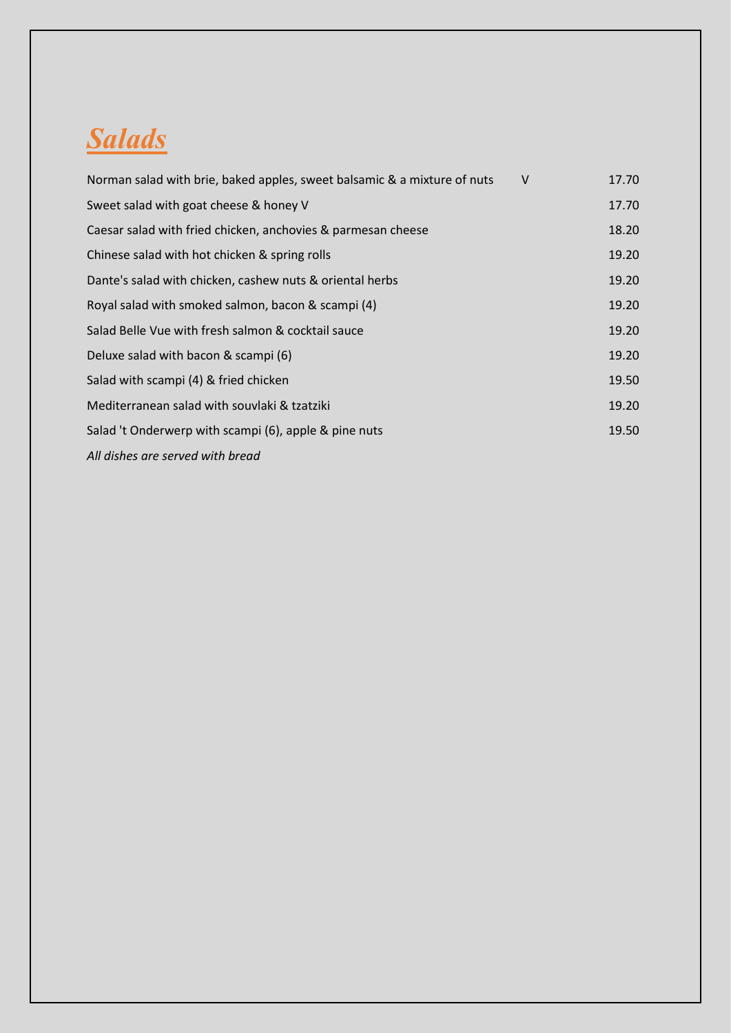# *Salads*

| | | |
|---|---|---|
| Norman salad with brie, baked apples, sweet balsamic & a mixture of nuts | V | 17.70 |
| Sweet salad with goat cheese & honey V | | 17.70 |
| Caesar salad with fried chicken, anchovies & parmesan cheese | | 18.20 |
| Chinese salad with hot chicken & spring rolls | | 19.20 |
| Dante's salad with chicken, cashew nuts & oriental herbs | | 19.20 |
| Royal salad with smoked salmon, bacon & scampi (4) | | 19.20 |
| Salad Belle Vue with fresh salmon & cocktail sauce | | 19.20 |
| Deluxe salad with bacon & scampi (6) | | 19.20 |
| Salad with scampi (4) & fried chicken | | 19.50 |
| Mediterranean salad with souvlaki & tzatziki | | 19.20 |
| Salad 't Onderwerp with scampi (6), apple & pine nuts | | 19.50 |

*All dishes are served with bread*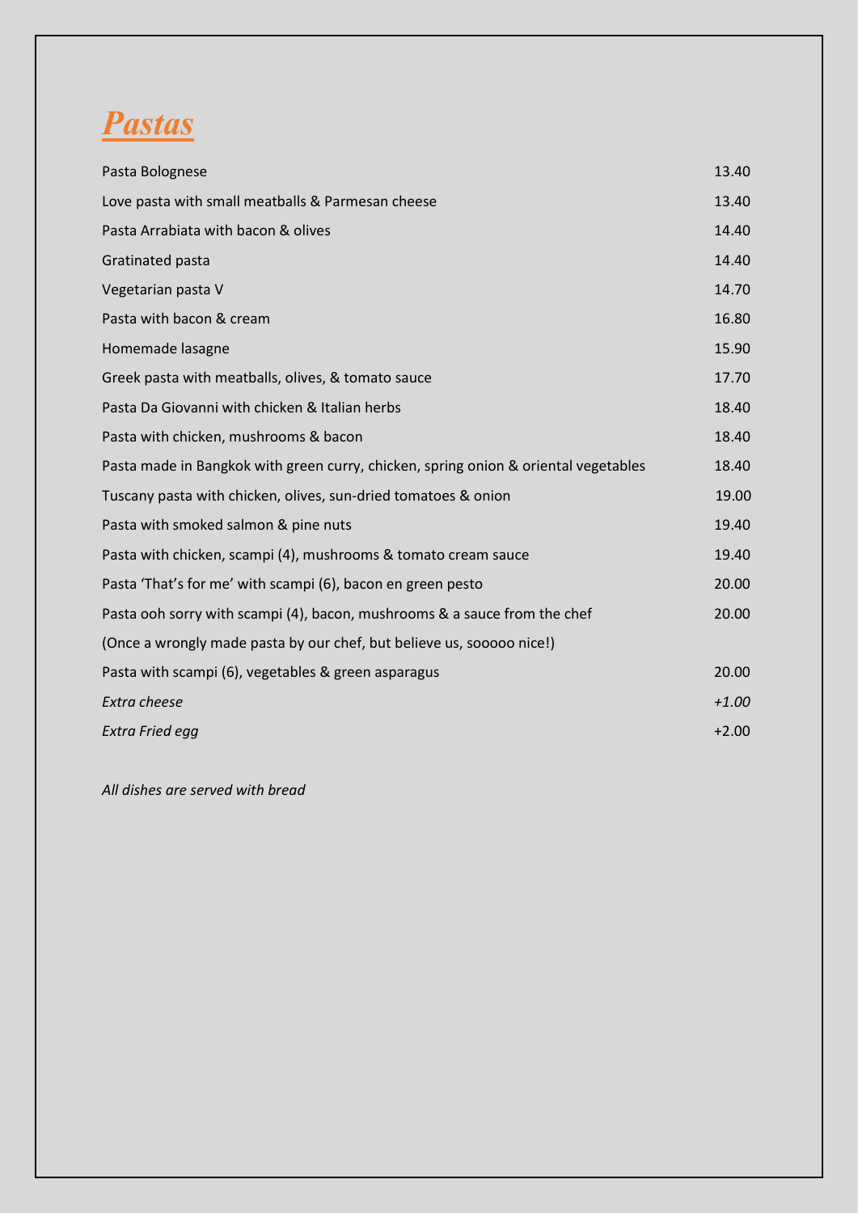# *Pastas*

| | |
|---|---|
| Pasta Bolognese | 13.40 |
| Love pasta with small meatballs & Parmesan cheese | 13.40 |
| Pasta Arrabiata with bacon & olives | 14.40 |
| Gratinated pasta | 14.40 |
| Vegetarian pasta V | 14.70 |
| Pasta with bacon & cream | 16.80 |
| Homemade lasagne | 15.90 |
| Greek pasta with meatballs, olives, & tomato sauce | 17.70 |
| Pasta Da Giovanni with chicken & Italian herbs | 18.40 |
| Pasta with chicken, mushrooms & bacon | 18.40 |
| Pasta made in Bangkok with green curry, chicken, spring onion & oriental vegetables | 18.40 |
| Tuscany pasta with chicken, olives, sun-dried tomatoes & onion | 19.00 |
| Pasta with smoked salmon & pine nuts | 19.40 |
| Pasta with chicken, scampi (4), mushrooms & tomato cream sauce | 19.40 |
| Pasta 'That's for me' with scampi (6), bacon en green pesto | 20.00 |
| Pasta ooh sorry with scampi (4), bacon, mushrooms & a sauce from the chef | 20.00 |
| (Once a wrongly made pasta by our chef, but believe us, sooooo nice!) | |
| Pasta with scampi (6), vegetables & green asparagus | 20.00 |
| *Extra cheese* | *+1.00* |
| *Extra Fried egg* | +2.00 |

*All dishes are served with bread*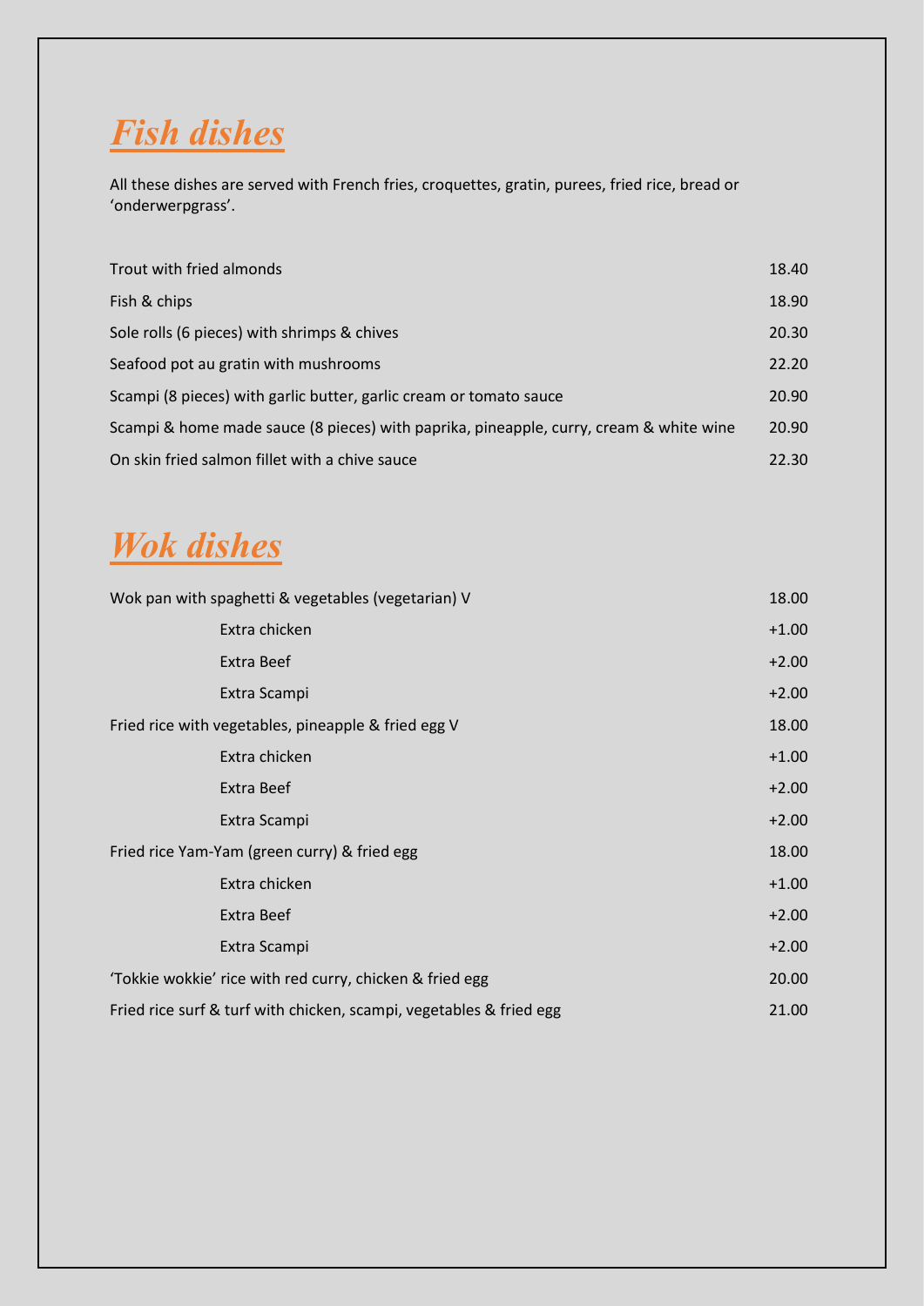## *Fish dishes*

All these dishes are served with French fries, croquettes, gratin, purees, fried rice, bread or 'onderwerpgrass'.

| | |
|---|---|
| Trout with fried almonds | 18.40 |
| Fish & chips | 18.90 |
| Sole rolls (6 pieces) with shrimps & chives | 20.30 |
| Seafood pot au gratin with mushrooms | 22.20 |
| Scampi (8 pieces) with garlic butter, garlic cream or tomato sauce | 20.90 |
| Scampi & home made sauce (8 pieces) with paprika, pineapple, curry, cream & white wine | 20.90 |
| On skin fried salmon fillet with a chive sauce | 22.30 |

## *Wok dishes*

| | |
|---|---|
| Wok pan with spaghetti & vegetables (vegetarian) V | 18.00 |
| Extra chicken | +1.00 |
| Extra Beef | +2.00 |
| Extra Scampi | +2.00 |
| Fried rice with vegetables, pineapple & fried egg V | 18.00 |
| Extra chicken | +1.00 |
| Extra Beef | +2.00 |
| Extra Scampi | +2.00 |
| Fried rice Yam-Yam (green curry) & fried egg | 18.00 |
| Extra chicken | +1.00 |
| Extra Beef | +2.00 |
| Extra Scampi | +2.00 |
| 'Tokkie wokkie' rice with red curry, chicken & fried egg | 20.00 |
| Fried rice surf & turf with chicken, scampi, vegetables & fried egg | 21.00 |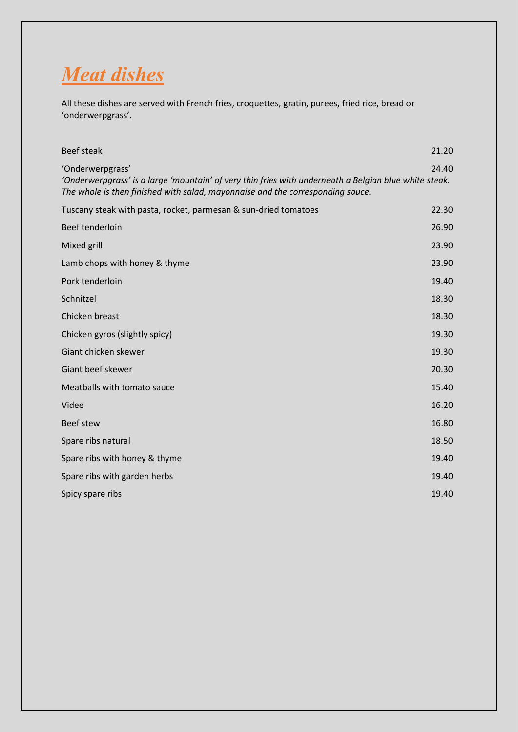# *Meat dishes*

All these dishes are served with French fries, croquettes, gratin, purees, fried rice, bread or 'onderwerpgrass'.

| | |
|---|---|
| Beef steak | 21.20 |
| 'Onderwerpgrass'<br>*'Onderwerpgrass' is a large 'mountain' of very thin fries with underneath a Belgian blue white steak. The whole is then finished with salad, mayonnaise and the corresponding sauce.* | 24.40 |
| Tuscany steak with pasta, rocket, parmesan & sun-dried tomatoes | 22.30 |
| Beef tenderloin | 26.90 |
| Mixed grill | 23.90 |
| Lamb chops with honey & thyme | 23.90 |
| Pork tenderloin | 19.40 |
| Schnitzel | 18.30 |
| Chicken breast | 18.30 |
| Chicken gyros (slightly spicy) | 19.30 |
| Giant chicken skewer | 19.30 |
| Giant beef skewer | 20.30 |
| Meatballs with tomato sauce | 15.40 |
| Videe | 16.20 |
| Beef stew | 16.80 |
| Spare ribs natural | 18.50 |
| Spare ribs with honey & thyme | 19.40 |
| Spare ribs with garden herbs | 19.40 |
| Spicy spare ribs | 19.40 |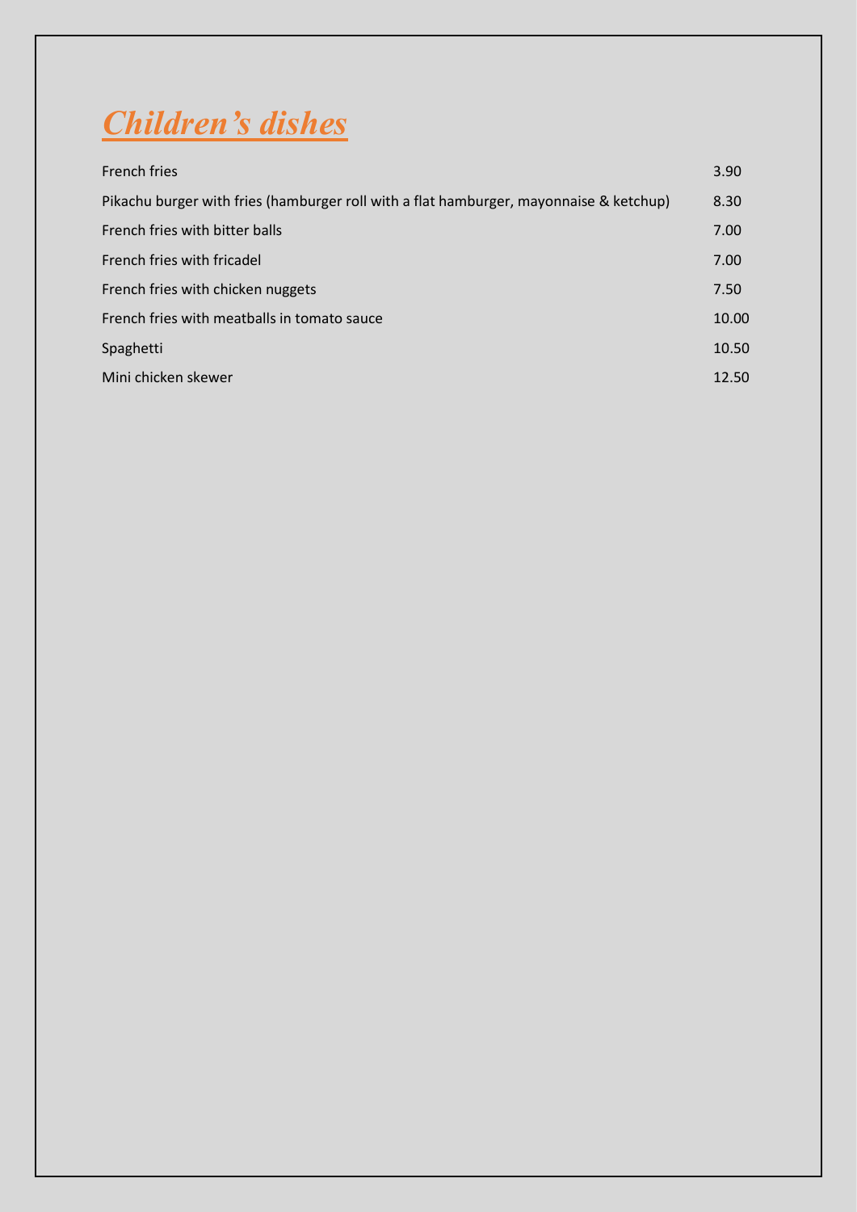# ***Children's dishes***

| | |
|---|---|
| French fries | 3.90 |
| Pikachu burger with fries (hamburger roll with a flat hamburger, mayonnaise & ketchup) | 8.30 |
| French fries with bitter balls | 7.00 |
| French fries with fricadel | 7.00 |
| French fries with chicken nuggets | 7.50 |
| French fries with meatballs in tomato sauce | 10.00 |
| Spaghetti | 10.50 |
| Mini chicken skewer | 12.50 |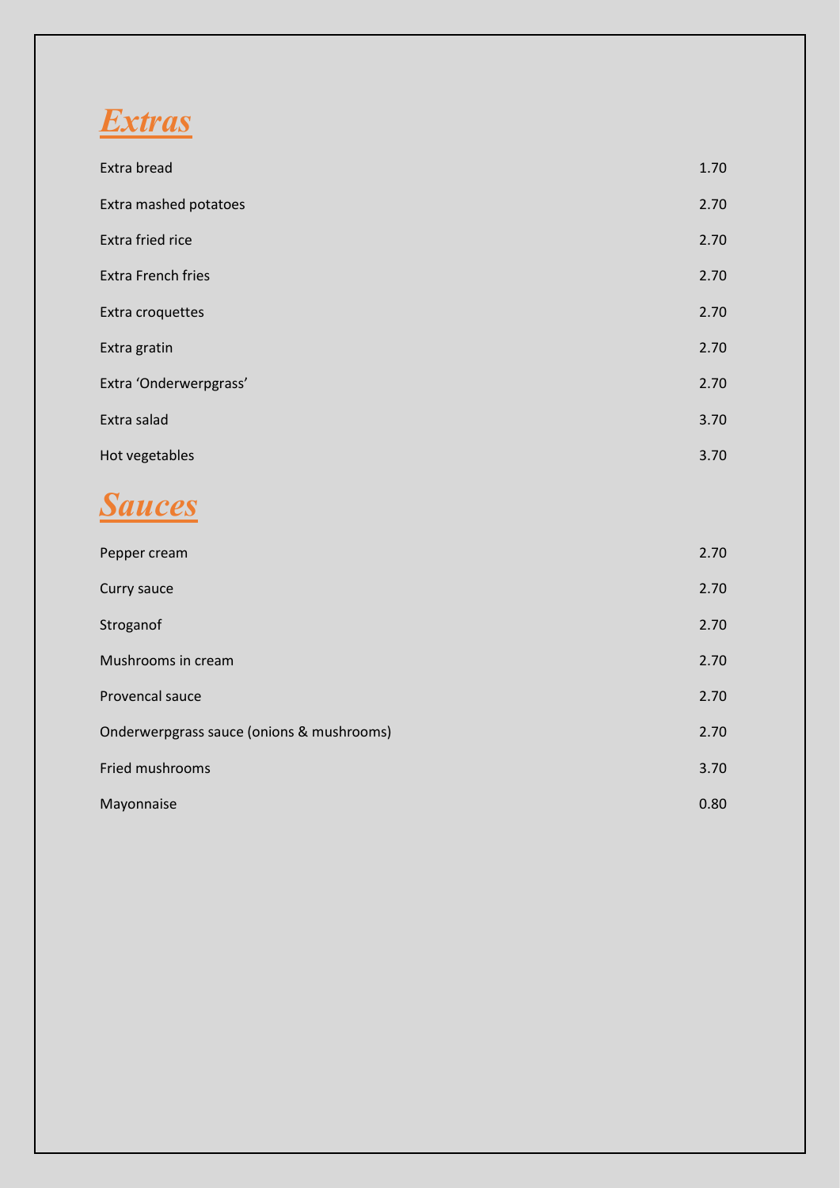# *Extras*

| | |
|---|---|
| Extra bread | 1.70 |
| Extra mashed potatoes | 2.70 |
| Extra fried rice | 2.70 |
| Extra French fries | 2.70 |
| Extra croquettes | 2.70 |
| Extra gratin | 2.70 |
| Extra 'Onderwerpgrass' | 2.70 |
| Extra salad | 3.70 |
| Hot vegetables | 3.70 |

# *Sauces*

| | |
|---|---|
| Pepper cream | 2.70 |
| Curry sauce | 2.70 |
| Stroganof | 2.70 |
| Mushrooms in cream | 2.70 |
| Provencal sauce | 2.70 |
| Onderwerpgrass sauce (onions & mushrooms) | 2.70 |
| Fried mushrooms | 3.70 |
| Mayonnaise | 0.80 |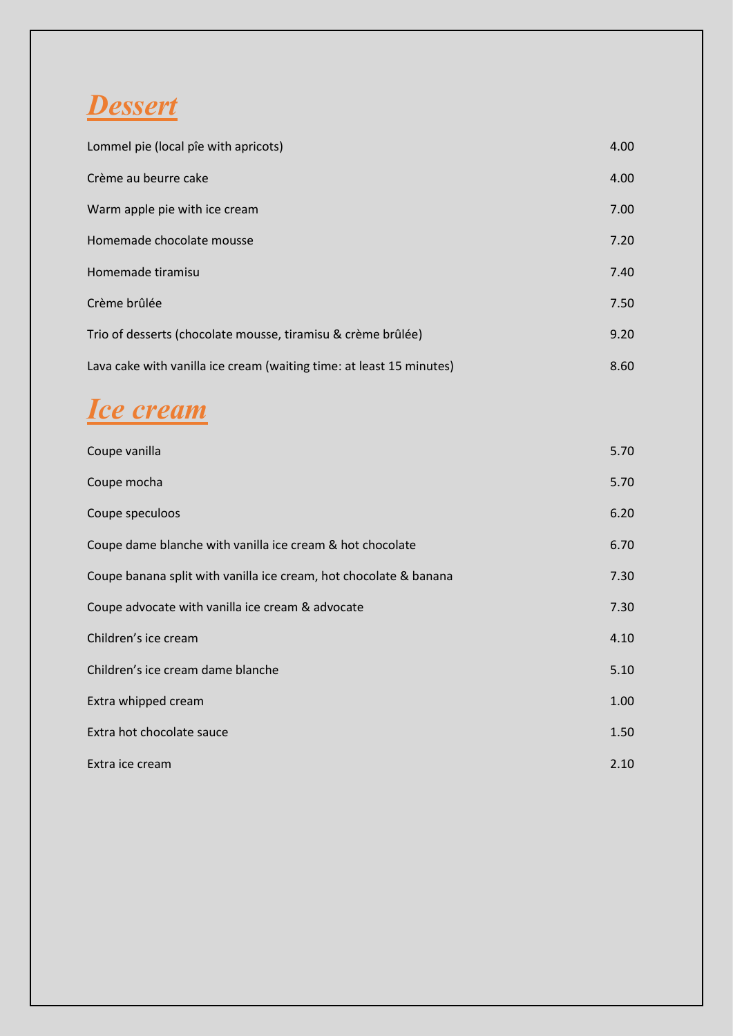# *Dessert*

| | |
|---|---|
| Lommel pie (local pîe with apricots) | 4.00 |
| Crème au beurre cake | 4.00 |
| Warm apple pie with ice cream | 7.00 |
| Homemade chocolate mousse | 7.20 |
| Homemade tiramisu | 7.40 |
| Crème brûlée | 7.50 |
| Trio of desserts (chocolate mousse, tiramisu & crème brûlée) | 9.20 |
| Lava cake with vanilla ice cream (waiting time: at least 15 minutes) | 8.60 |

# *Ice cream*

| | |
|---|---|
| Coupe vanilla | 5.70 |
| Coupe mocha | 5.70 |
| Coupe speculoos | 6.20 |
| Coupe dame blanche with vanilla ice cream & hot chocolate | 6.70 |
| Coupe banana split with vanilla ice cream, hot chocolate & banana | 7.30 |
| Coupe advocate with vanilla ice cream & advocate | 7.30 |
| Children's ice cream | 4.10 |
| Children's ice cream dame blanche | 5.10 |
| Extra whipped cream | 1.00 |
| Extra hot chocolate sauce | 1.50 |
| Extra ice cream | 2.10 |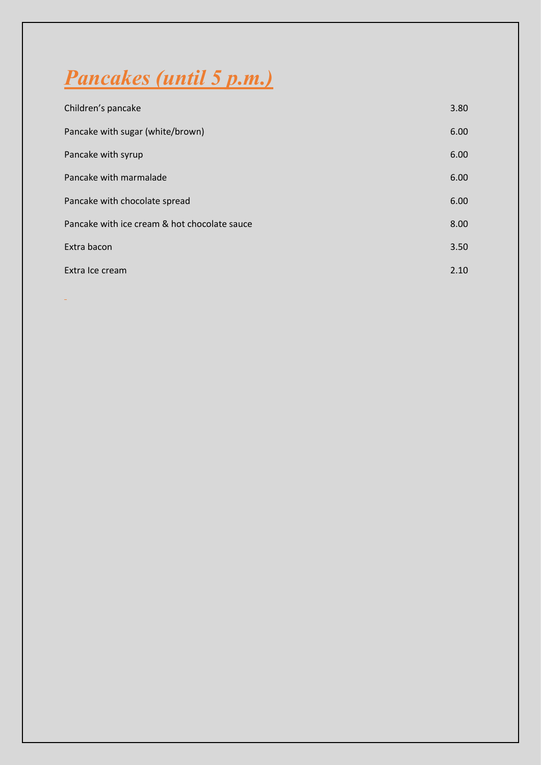# ***Pancakes (until 5 p.m.)***

| | |
|---|---|
| Children's pancake | 3.80 |
| Pancake with sugar (white/brown) | 6.00 |
| Pancake with syrup | 6.00 |
| Pancake with marmalade | 6.00 |
| Pancake with chocolate spread | 6.00 |
| Pancake with ice cream & hot chocolate sauce | 8.00 |
| Extra bacon | 3.50 |
| Extra Ice cream | 2.10 |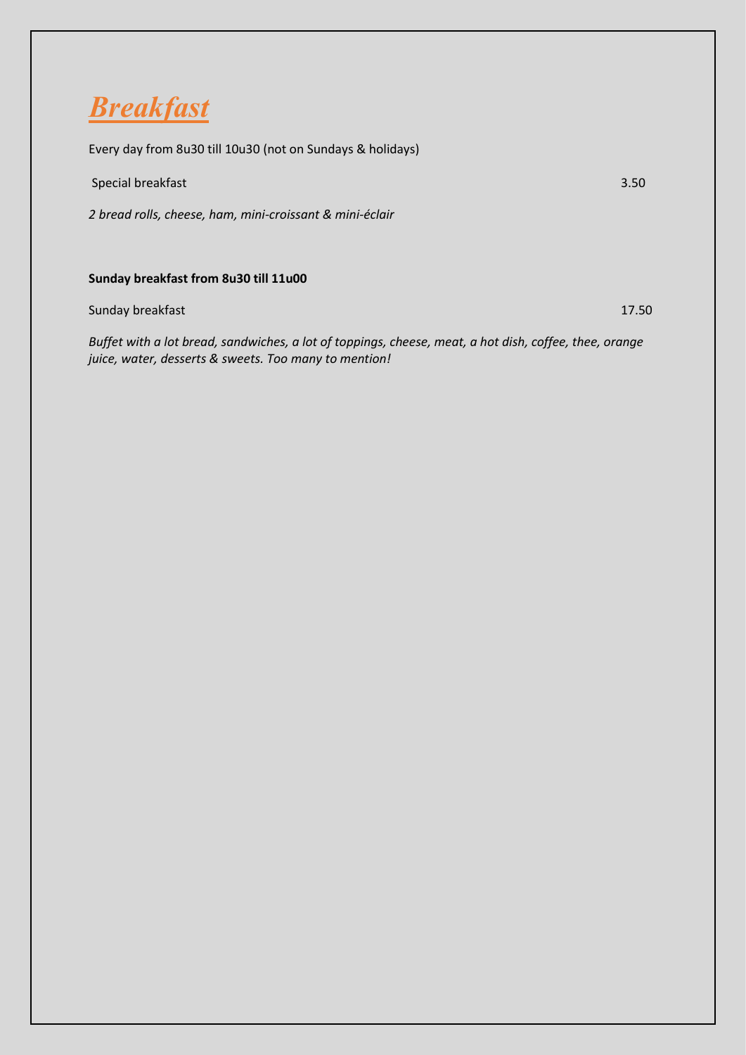# ***Breakfast***

Every day from 8u30 till 10u30 (not on Sundays & holidays)

Special breakfast 3.50

*2 bread rolls, cheese, ham, mini-croissant & mini-éclair*

**Sunday breakfast from 8u30 till 11u00**

Sunday breakfast 17.50

*Buffet with a lot bread, sandwiches, a lot of toppings, cheese, meat, a hot dish, coffee, thee, orange juice, water, desserts & sweets. Too many to mention!*